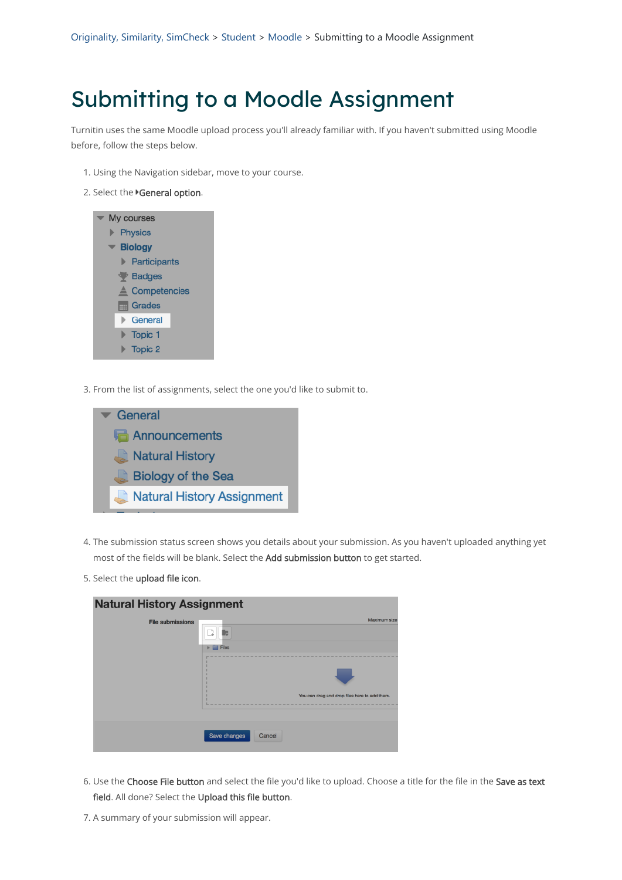Originality, Similarity, SimCheck > Student > Moodle > Submitting to a Moodle Assignment

# Submitting to a Moodle Assignment

Turnitin uses the same Moodle upload process you'll already familiar with. If you haven't submitted using Moodle before, follow the steps below.

1. Using the Navigation sidebar, move to your course.
2. Select the ▸**General option**.
3. From the list of assignments, select the one you'd like to submit to.
4. The submission status screen shows you details about your submission. As you haven't uploaded anything yet most of the fields will be blank. Select the **Add submission button** to get started.
5. Select the **upload file icon**.
6. Use the **Choose File button** and select the file you'd like to upload. Choose a title for the file in the **Save as text field**. All done? Select the **Upload this file button**.
7. A summary of your submission will appear.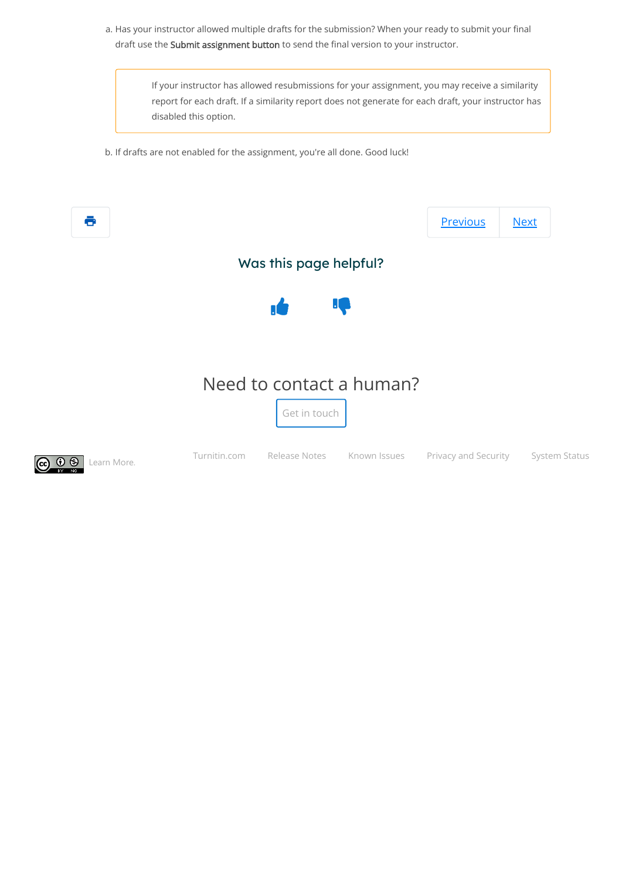a. Has your instructor allowed multiple drafts for the submission? When your ready to submit your final draft use the **Submit assignment button** to send the final version to your instructor.

> If your instructor has allowed resubmissions for your assignment, you may receive a similarity report for each draft. If a similarity report does not generate for each draft, your instructor has disabled this option.

b. If drafts are not enabled for the assignment, you're all done. Good luck!

Previous | Next

## Was this page helpful?

# Need to contact a human?

Get in touch

Learn More.

Turnitin.com | Release Notes | Known Issues | Privacy and Security | System Status